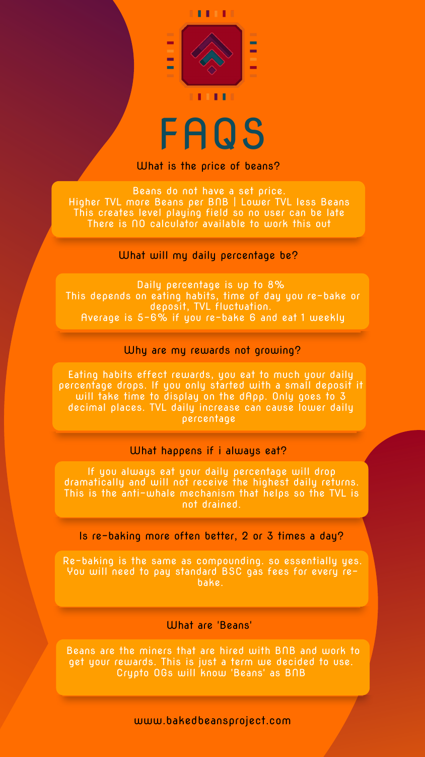# FAQS

### What is the price of beans?

Beans do not have a set price.
Higher TVL more Beans per BNB | Lower TVL less Beans
This creates level playing field so no user can be late
There is NO calculator available to work this out

### What will my daily percentage be?

Daily percentage is up to 8%
This depends on eating habits, time of day you re-bake or deposit, TVL fluctuation.
Average is 5-6% if you re-bake 6 and eat 1 weekly

### Why are my rewards not growing?

Eating habits effect rewards, you eat to much your daily percentage drops. If you only started with a small deposit it will take time to display on the dApp. Only goes to 3 decimal places. TVL daily increase can cause lower daily percentage

### What happens if i always eat?

If you always eat your daily percentage will drop dramatically and will not receive the highest daily returns. This is the anti-whale mechanism that helps so the TVL is not drained.

### Is re-baking more often better, 2 or 3 times a day?

Re-baking is the same as compounding. so essentially yes. You will need to pay standard BSC gas fees for every re-bake.

### What are 'Beans'

Beans are the miners that are hired with BNB and work to get your rewards. This is just a term we decided to use. Crypto OGs will know 'Beans' as BNB

www.bakedbeansproject.com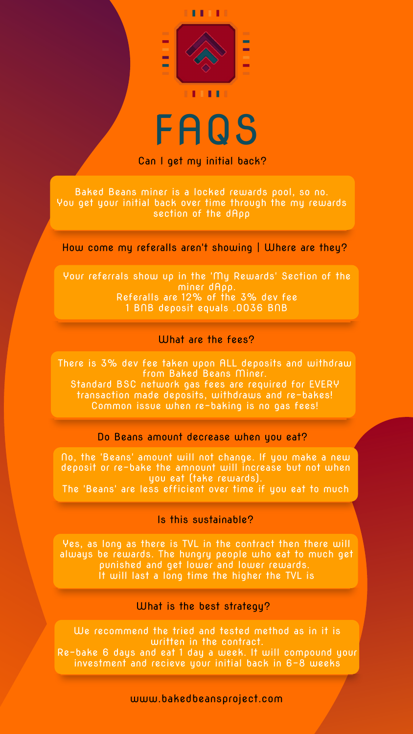# FAQS

### Can I get my initial back?

Baked Beans miner is a locked rewards pool, so no.
You get your initial back over time through the my rewards section of the dApp

### How come my referalls aren't showing | Where are they?

Your referrals show up in the 'My Rewards' Section of the miner dApp.
Referalls are 12% of the 3% dev fee
1 BNB deposit equals .0036 BNB

### What are the fees?

There is 3% dev fee taken upon ALL deposits and withdraw from Baked Beans Miner.
Standard BSC network gas fees are required for EVERY transaction made deposits, withdraws and re-bakes!
Common issue when re-baking is no gas fees!

### Do Beans amount decrease when you eat?

No, the 'Beans' amount will not change. If you make a new deposit or re-bake the amnount will increase but not when you eat (take rewards).
The 'Beans' are less efficient over time if you eat to much

### Is this sustainable?

Yes, as long as there is TVL in the contract then there will always be rewards. The hungry people who eat to much get punished and get lower and lower rewards.
It will last a long time the higher the TVL is

### What is the best strategy?

We recommend the tried and tested method as in it is written in the contract.
Re-bake 6 days and eat 1 day a week. It will compound your investment and recieve your initial back in 6-8 weeks

www.bakedbeansproject.com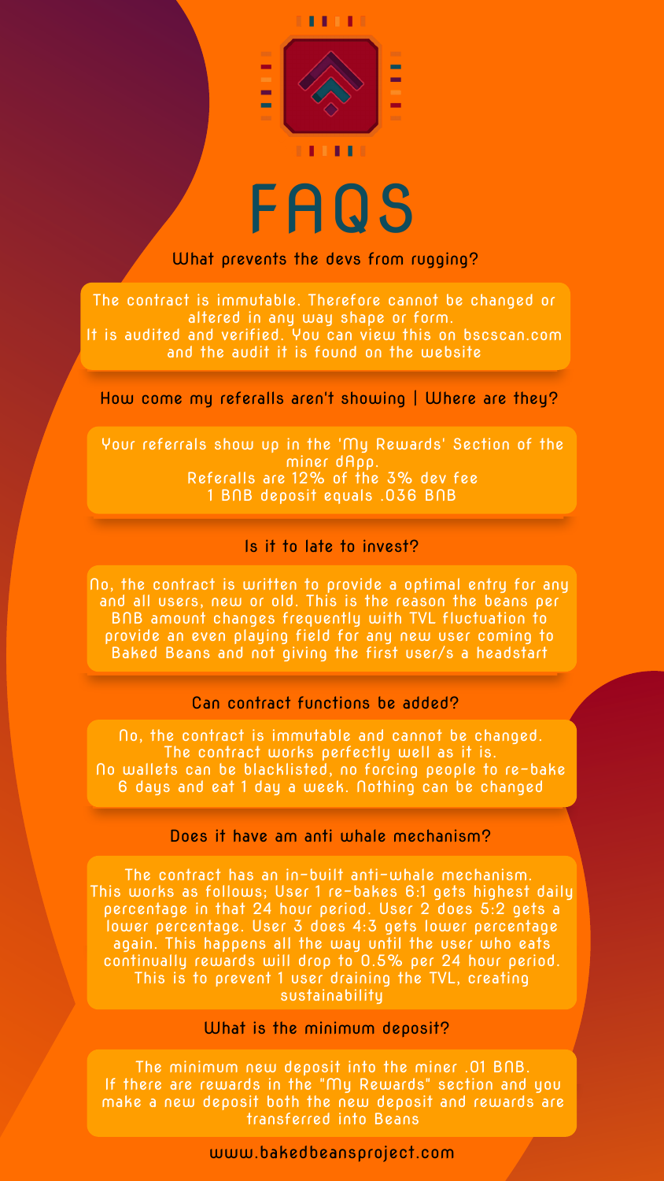# FAQS

### What prevents the devs from rugging?

The contract is immutable. Therefore cannot be changed or altered in any way shape or form.
It is audited and verified. You can view this on bscscan.com and the audit it is found on the website

### How come my referalls aren't showing | Where are they?

Your referrals show up in the 'My Rewards' Section of the miner dApp.
Referalls are 12% of the 3% dev fee
1 BNB deposit equals .036 BNB

### Is it to late to invest?

No, the contract is written to provide a optimal entry for any and all users, new or old. This is the reason the beans per BNB amount changes frequently with TVL fluctuation to provide an even playing field for any new user coming to Baked Beans and not giving the first user/s a headstart

### Can contract functions be added?

No, the contract is immutable and cannot be changed.
The contract works perfectly well as it is.
No wallets can be blacklisted, no forcing people to re-bake 6 days and eat 1 day a week. Nothing can be changed

### Does it have am anti whale mechanism?

The contract has an in-built anti-whale mechanism.
This works as follows; User 1 re-bakes 6:1 gets highest daily percentage in that 24 hour period. User 2 does 5:2 gets a lower percentage. User 3 does 4:3 gets lower percentage again. This happens all the way until the user who eats continually rewards will drop to 0.5% per 24 hour period. This is to prevent 1 user draining the TVL, creating sustainability

### What is the minimum deposit?

The minimum new deposit into the miner .01 BNB.
If there are rewards in the "My Rewards" section and you make a new deposit both the new deposit and rewards are transferred into Beans

www.bakedbeansproject.com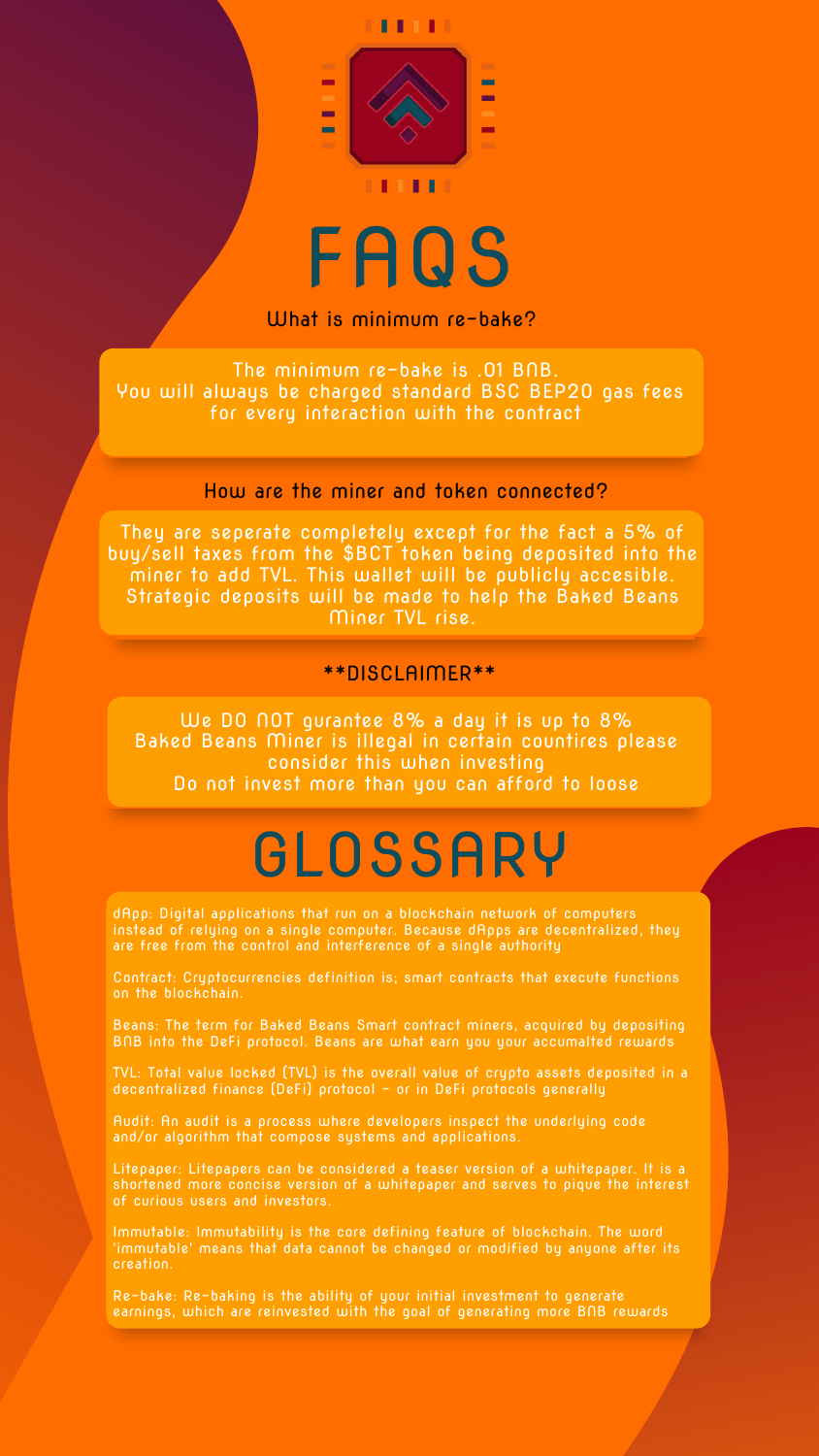# FAQS

### What is minimum re-bake?

The minimum re-bake is .01 BNB.
You will always be charged standard BSC BEP20 gas fees for every interaction with the contract

### How are the miner and token connected?

They are seperate completely except for the fact a 5% of buy/sell taxes from the $BCT token being deposited into the miner to add TVL. This wallet will be publicly accesible. Strategic deposits will be made to help the Baked Beans Miner TVL rise.

### **DISCLAIMER**

We DO NOT gurantee 8% a day it is up to 8%
Baked Beans Miner is illegal in certain countires please consider this when investing
Do not invest more than you can afford to loose

# GLOSSARY

dApp: Digital applications that run on a blockchain network of computers instead of relying on a single computer. Because dApps are decentralized, they are free from the control and interference of a single authority

Contract: Cryptocurrencies definition is; smart contracts that execute functions on the blockchain.

Beans: The term for Baked Beans Smart contract miners, acquired by depositing BNB into the DeFi protocol. Beans are what earn you your accumalted rewards

TVL: Total value locked (TVL) is the overall value of crypto assets deposited in a decentralized finance (DeFi) protocol - or in DeFi protocols generally

Audit: An audit is a process where developers inspect the underlying code and/or algorithm that compose systems and applications.

Litepaper: Litepapers can be considered a teaser version of a whitepaper. It is a shortened more concise version of a whitepaper and serves to pique the interest of curious users and investors.

Immutable: Immutability is the core defining feature of blockchain. The word 'immutable' means that data cannot be changed or modified by anyone after its creation.

Re-bake: Re-baking is the ability of your initial investment to generate earnings, which are reinvested with the goal of generating more BNB rewards